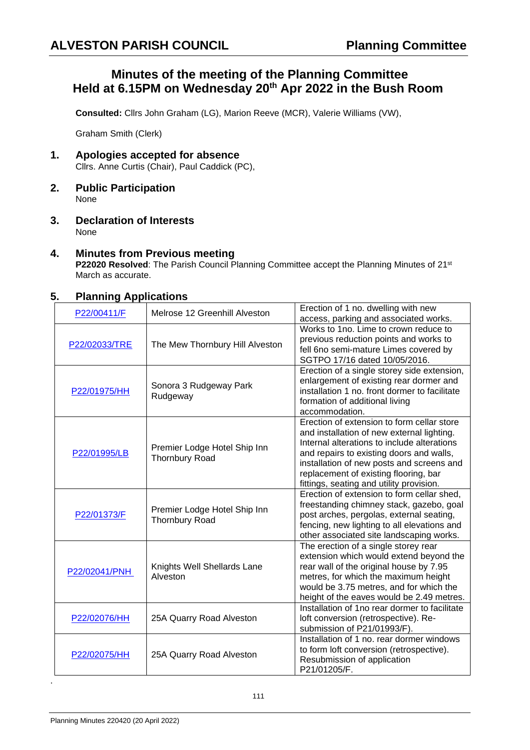# Minutes of the meeting of the Planning Committee Held at 6.15PM on Wednesday 20th Apr 2022 in the Bush Room

**Consulted:** Cllrs John Graham (LG), Marion Reeve (MCR), Valerie Williams (VW),

Graham Smith (Clerk)

## 1. Apologies accepted for absence

Cllrs. Anne Curtis (Chair), Paul Caddick (PC),

## 2. Public Participation

None

## 3. Declaration of Interests

None

## 4. Minutes from Previous meeting

**P22020 Resolved**: The Parish Council Planning Committee accept the Planning Minutes of 21st March as accurate.

## 5. Planning Applications

| | | |
|---|---|---|
| P22/00411/F | Melrose 12 Greenhill Alveston | Erection of 1 no. dwelling with new access, parking and associated works. |
| P22/02033/TRE | The Mew Thornbury Hill Alveston | Works to 1no. Lime to crown reduce to previous reduction points and works to fell 6no semi-mature Limes covered by SGTPO 17/16 dated 10/05/2016. |
| P22/01975/HH | Sonora 3 Rudgeway Park Rudgeway | Erection of a single storey side extension, enlargement of existing rear dormer and installation 1 no. front dormer to facilitate formation of additional living accommodation. |
| P22/01995/LB | Premier Lodge Hotel Ship Inn Thornbury Road | Erection of extension to form cellar store and installation of new external lighting. Internal alterations to include alterations and repairs to existing doors and walls, installation of new posts and screens and replacement of existing flooring, bar fittings, seating and utility provision. |
| P22/01373/F | Premier Lodge Hotel Ship Inn Thornbury Road | Erection of extension to form cellar shed, freestanding chimney stack, gazebo, goal post arches, pergolas, external seating, fencing, new lighting to all elevations and other associated site landscaping works. |
| P22/02041/PNH | Knights Well Shellards Lane Alveston | The erection of a single storey rear extension which would extend beyond the rear wall of the original house by 7.95 metres, for which the maximum height would be 3.75 metres, and for which the height of the eaves would be 2.49 metres. |
| P22/02076/HH | 25A Quarry Road Alveston | Installation of 1no rear dormer to facilitate loft conversion (retrospective). Re-submission of P21/01993/F). |
| P22/02075/HH | 25A Quarry Road Alveston | Installation of 1 no. rear dormer windows to form loft conversion (retrospective). Resubmission of application P21/01205/F. |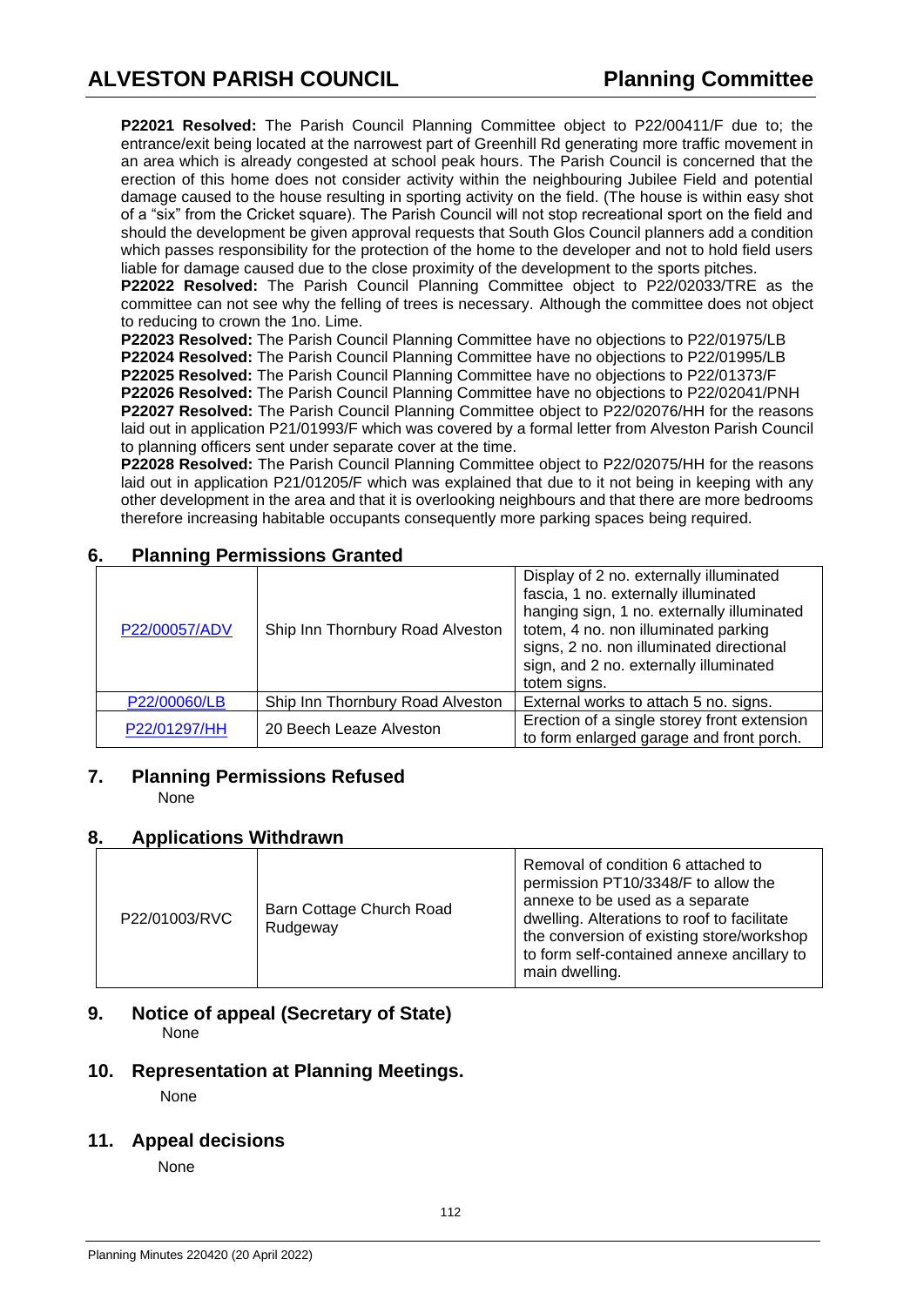**P22021 Resolved:** The Parish Council Planning Committee object to P22/00411/F due to; the entrance/exit being located at the narrowest part of Greenhill Rd generating more traffic movement in an area which is already congested at school peak hours. The Parish Council is concerned that the erection of this home does not consider activity within the neighbouring Jubilee Field and potential damage caused to the house resulting in sporting activity on the field. (The house is within easy shot of a "six" from the Cricket square). The Parish Council will not stop recreational sport on the field and should the development be given approval requests that South Glos Council planners add a condition which passes responsibility for the protection of the home to the developer and not to hold field users liable for damage caused due to the close proximity of the development to the sports pitches.

**P22022 Resolved:** The Parish Council Planning Committee object to P22/02033/TRE as the committee can not see why the felling of trees is necessary. Although the committee does not object to reducing to crown the 1no. Lime.

**P22023 Resolved:** The Parish Council Planning Committee have no objections to P22/01975/LB

**P22024 Resolved:** The Parish Council Planning Committee have no objections to P22/01995/LB

**P22025 Resolved:** The Parish Council Planning Committee have no objections to P22/01373/F

**P22026 Resolved:** The Parish Council Planning Committee have no objections to P22/02041/PNH

**P22027 Resolved:** The Parish Council Planning Committee object to P22/02076/HH for the reasons laid out in application P21/01993/F which was covered by a formal letter from Alveston Parish Council to planning officers sent under separate cover at the time.

**P22028 Resolved:** The Parish Council Planning Committee object to P22/02075/HH for the reasons laid out in application P21/01205/F which was explained that due to it not being in keeping with any other development in the area and that it is overlooking neighbours and that there are more bedrooms therefore increasing habitable occupants consequently more parking spaces being required.

## 6. Planning Permissions Granted

| | | |
|---|---|---|
| P22/00057/ADV | Ship Inn Thornbury Road Alveston | Display of 2 no. externally illuminated fascia, 1 no. externally illuminated hanging sign, 1 no. externally illuminated totem, 4 no. non illuminated parking signs, 2 no. non illuminated directional sign, and 2 no. externally illuminated totem signs. |
| P22/00060/LB | Ship Inn Thornbury Road Alveston | External works to attach 5 no. signs. |
| P22/01297/HH | 20 Beech Leaze Alveston | Erection of a single storey front extension to form enlarged garage and front porch. |

## 7. Planning Permissions Refused

None

## 8. Applications Withdrawn

| | | |
|---|---|---|
| P22/01003/RVC | Barn Cottage Church Road Rudgeway | Removal of condition 6 attached to permission PT10/3348/F to allow the annexe to be used as a separate dwelling. Alterations to roof to facilitate the conversion of existing store/workshop to form self-contained annexe ancillary to main dwelling. |

## 9. Notice of appeal (Secretary of State)

None

## 10. Representation at Planning Meetings.

None

## 11. Appeal decisions

None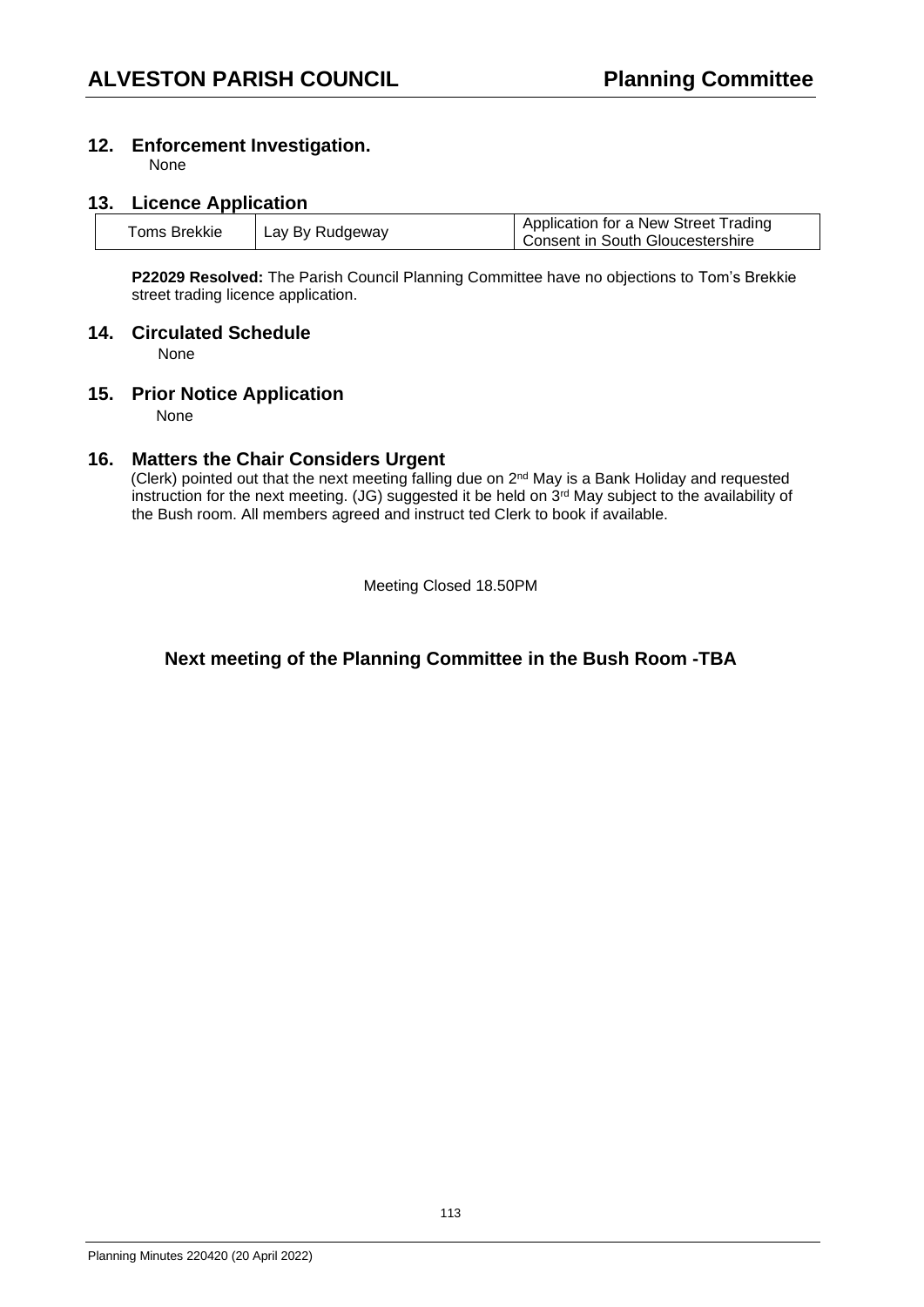## 12. Enforcement Investigation.

None

## 13. Licence Application

| | | |
|---|---|---|
| Toms Brekkie | Lay By Rudgeway | Application for a New Street Trading Consent in South Gloucestershire |

**P22029 Resolved:** The Parish Council Planning Committee have no objections to Tom's Brekkie street trading licence application.

## 14. Circulated Schedule

None

## 15. Prior Notice Application

None

## 16. Matters the Chair Considers Urgent

(Clerk) pointed out that the next meeting falling due on 2nd May is a Bank Holiday and requested instruction for the next meeting. (JG) suggested it be held on 3rd May subject to the availability of the Bush room. All members agreed and instruct ted Clerk to book if available.

Meeting Closed 18.50PM

**Next meeting of the Planning Committee in the Bush Room -TBA**